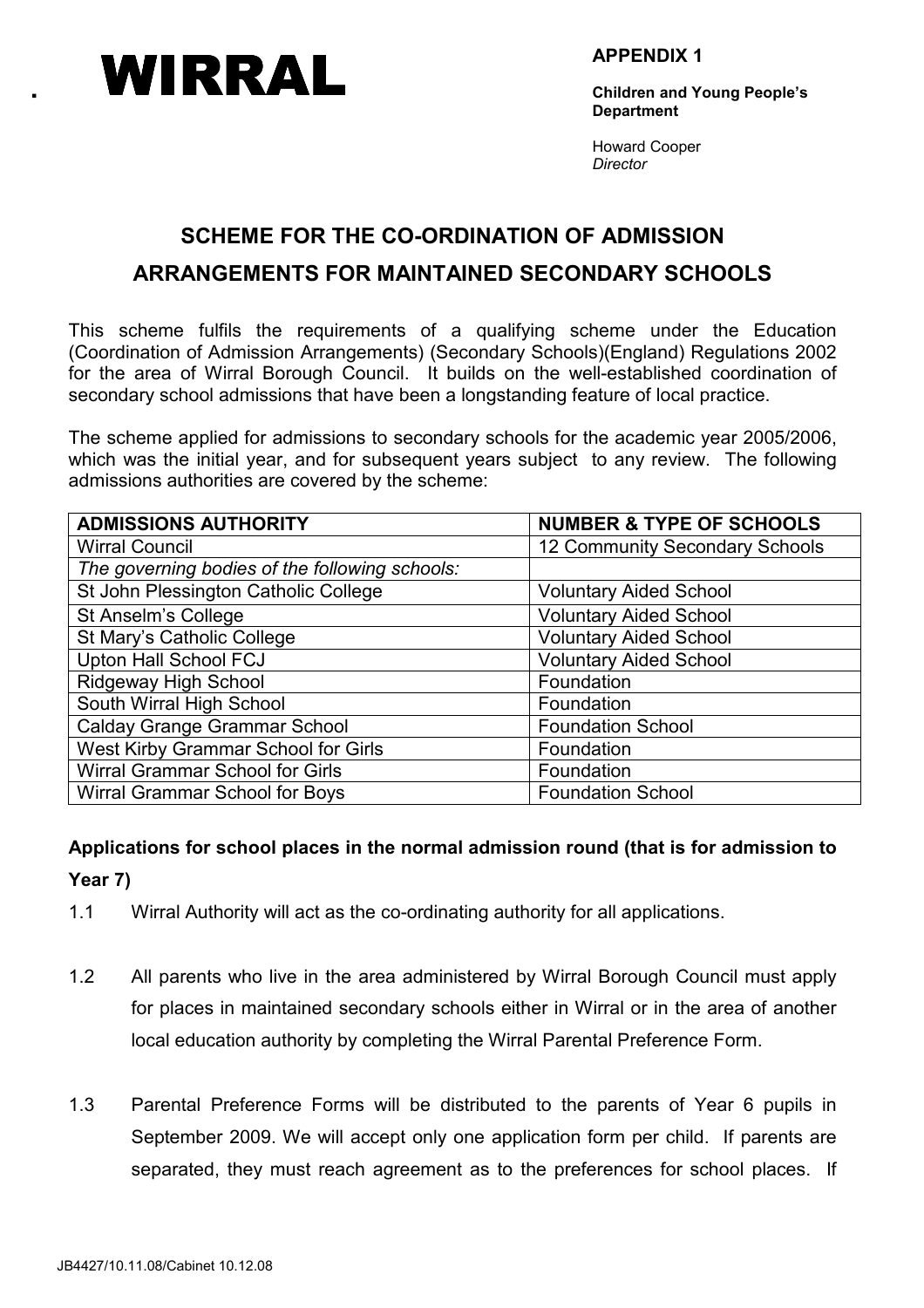WIRRAL

**APPENDIX 1**

**Children and Young People's Department**

Howard Cooper
*Director*

# SCHEME FOR THE CO-ORDINATION OF ADMISSION ARRANGEMENTS FOR MAINTAINED SECONDARY SCHOOLS

This scheme fulfils the requirements of a qualifying scheme under the Education (Coordination of Admission Arrangements) (Secondary Schools)(England) Regulations 2002 for the area of Wirral Borough Council. It builds on the well-established coordination of secondary school admissions that have been a longstanding feature of local practice.

The scheme applied for admissions to secondary schools for the academic year 2005/2006, which was the initial year, and for subsequent years subject to any review. The following admissions authorities are covered by the scheme:

| **ADMISSIONS AUTHORITY** | **NUMBER & TYPE OF SCHOOLS** |
|---|---|
| Wirral Council | 12 Community Secondary Schools |
| *The governing bodies of the following schools:* | |
| St John Plessington Catholic College | Voluntary Aided School |
| St Anselm's College | Voluntary Aided School |
| St Mary's Catholic College | Voluntary Aided School |
| Upton Hall School FCJ | Voluntary Aided School |
| Ridgeway High School | Foundation |
| South Wirral High School | Foundation |
| Calday Grange Grammar School | Foundation School |
| West Kirby Grammar School for Girls | Foundation |
| Wirral Grammar School for Girls | Foundation |
| Wirral Grammar School for Boys | Foundation School |

**Applications for school places in the normal admission round (that is for admission to Year 7)**

1.1 Wirral Authority will act as the co-ordinating authority for all applications.

1.2 All parents who live in the area administered by Wirral Borough Council must apply for places in maintained secondary schools either in Wirral or in the area of another local education authority by completing the Wirral Parental Preference Form.

1.3 Parental Preference Forms will be distributed to the parents of Year 6 pupils in September 2009. We will accept only one application form per child. If parents are separated, they must reach agreement as to the preferences for school places. If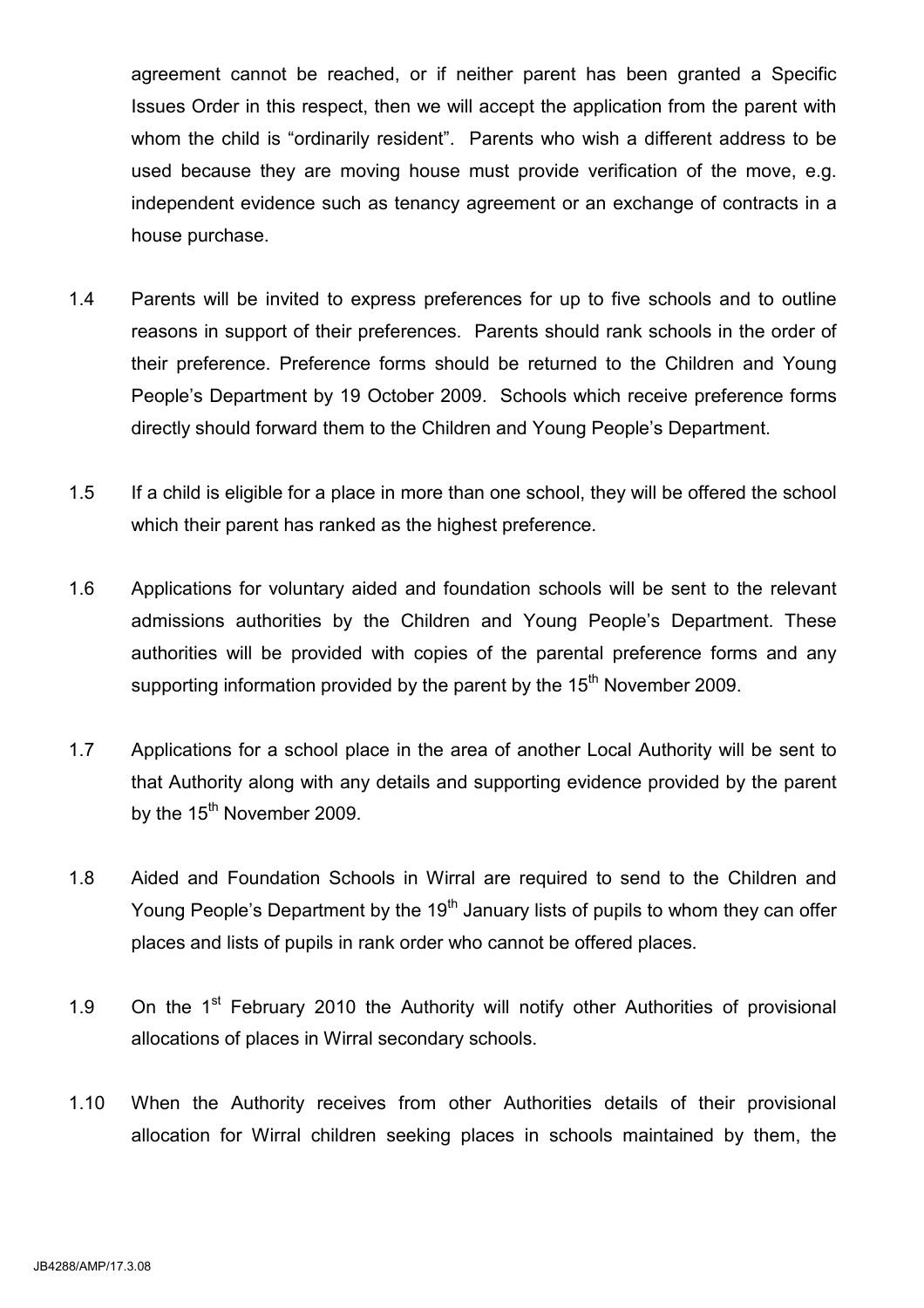agreement cannot be reached, or if neither parent has been granted a Specific Issues Order in this respect, then we will accept the application from the parent with whom the child is "ordinarily resident". Parents who wish a different address to be used because they are moving house must provide verification of the move, e.g. independent evidence such as tenancy agreement or an exchange of contracts in a house purchase.

1.4 Parents will be invited to express preferences for up to five schools and to outline reasons in support of their preferences. Parents should rank schools in the order of their preference. Preference forms should be returned to the Children and Young People's Department by 19 October 2009. Schools which receive preference forms directly should forward them to the Children and Young People's Department.

1.5 If a child is eligible for a place in more than one school, they will be offered the school which their parent has ranked as the highest preference.

1.6 Applications for voluntary aided and foundation schools will be sent to the relevant admissions authorities by the Children and Young People's Department. These authorities will be provided with copies of the parental preference forms and any supporting information provided by the parent by the 15th November 2009.

1.7 Applications for a school place in the area of another Local Authority will be sent to that Authority along with any details and supporting evidence provided by the parent by the 15th November 2009.

1.8 Aided and Foundation Schools in Wirral are required to send to the Children and Young People's Department by the 19th January lists of pupils to whom they can offer places and lists of pupils in rank order who cannot be offered places.

1.9 On the 1st February 2010 the Authority will notify other Authorities of provisional allocations of places in Wirral secondary schools.

1.10 When the Authority receives from other Authorities details of their provisional allocation for Wirral children seeking places in schools maintained by them, the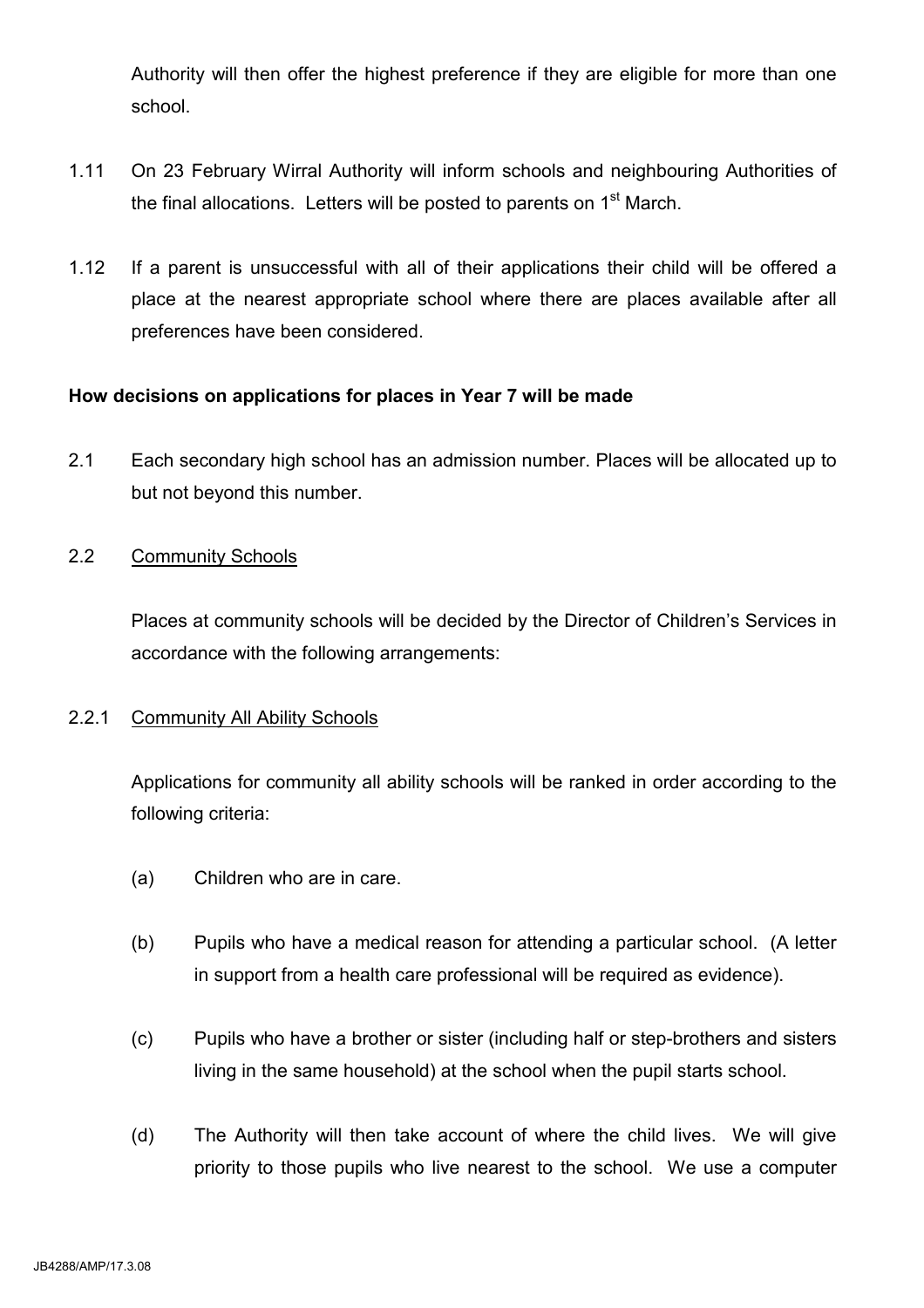Authority will then offer the highest preference if they are eligible for more than one school.

1.11 On 23 February Wirral Authority will inform schools and neighbouring Authorities of the final allocations. Letters will be posted to parents on 1st March.

1.12 If a parent is unsuccessful with all of their applications their child will be offered a place at the nearest appropriate school where there are places available after all preferences have been considered.

**How decisions on applications for places in Year 7 will be made**

2.1 Each secondary high school has an admission number. Places will be allocated up to but not beyond this number.

2.2 Community Schools

Places at community schools will be decided by the Director of Children's Services in accordance with the following arrangements:

2.2.1 Community All Ability Schools

Applications for community all ability schools will be ranked in order according to the following criteria:

(a) Children who are in care.

(b) Pupils who have a medical reason for attending a particular school. (A letter in support from a health care professional will be required as evidence).

(c) Pupils who have a brother or sister (including half or step-brothers and sisters living in the same household) at the school when the pupil starts school.

(d) The Authority will then take account of where the child lives. We will give priority to those pupils who live nearest to the school. We use a computer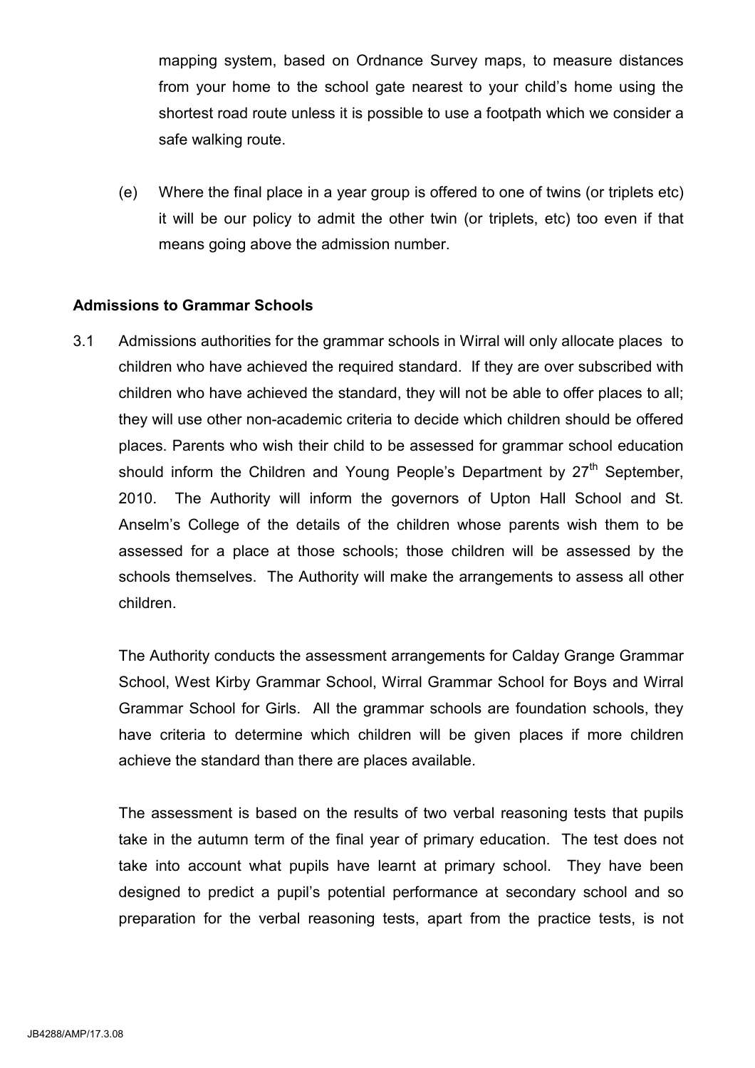mapping system, based on Ordnance Survey maps, to measure distances from your home to the school gate nearest to your child's home using the shortest road route unless it is possible to use a footpath which we consider a safe walking route.

(e) Where the final place in a year group is offered to one of twins (or triplets etc) it will be our policy to admit the other twin (or triplets, etc) too even if that means going above the admission number.

**Admissions to Grammar Schools**

3.1 Admissions authorities for the grammar schools in Wirral will only allocate places to children who have achieved the required standard. If they are over subscribed with children who have achieved the standard, they will not be able to offer places to all; they will use other non-academic criteria to decide which children should be offered places. Parents who wish their child to be assessed for grammar school education should inform the Children and Young People's Department by 27th September, 2010. The Authority will inform the governors of Upton Hall School and St. Anselm's College of the details of the children whose parents wish them to be assessed for a place at those schools; those children will be assessed by the schools themselves. The Authority will make the arrangements to assess all other children.

The Authority conducts the assessment arrangements for Calday Grange Grammar School, West Kirby Grammar School, Wirral Grammar School for Boys and Wirral Grammar School for Girls. All the grammar schools are foundation schools, they have criteria to determine which children will be given places if more children achieve the standard than there are places available.

The assessment is based on the results of two verbal reasoning tests that pupils take in the autumn term of the final year of primary education. The test does not take into account what pupils have learnt at primary school. They have been designed to predict a pupil's potential performance at secondary school and so preparation for the verbal reasoning tests, apart from the practice tests, is not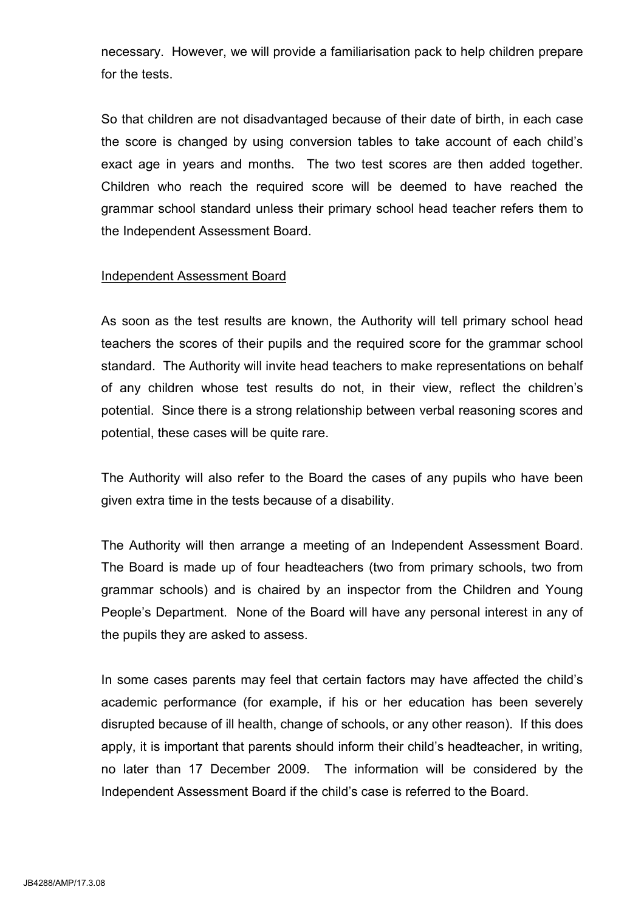necessary. However, we will provide a familiarisation pack to help children prepare for the tests.

So that children are not disadvantaged because of their date of birth, in each case the score is changed by using conversion tables to take account of each child's exact age in years and months. The two test scores are then added together. Children who reach the required score will be deemed to have reached the grammar school standard unless their primary school head teacher refers them to the Independent Assessment Board.

Independent Assessment Board

As soon as the test results are known, the Authority will tell primary school head teachers the scores of their pupils and the required score for the grammar school standard. The Authority will invite head teachers to make representations on behalf of any children whose test results do not, in their view, reflect the children's potential. Since there is a strong relationship between verbal reasoning scores and potential, these cases will be quite rare.

The Authority will also refer to the Board the cases of any pupils who have been given extra time in the tests because of a disability.

The Authority will then arrange a meeting of an Independent Assessment Board. The Board is made up of four headteachers (two from primary schools, two from grammar schools) and is chaired by an inspector from the Children and Young People's Department. None of the Board will have any personal interest in any of the pupils they are asked to assess.

In some cases parents may feel that certain factors may have affected the child's academic performance (for example, if his or her education has been severely disrupted because of ill health, change of schools, or any other reason). If this does apply, it is important that parents should inform their child's headteacher, in writing, no later than 17 December 2009. The information will be considered by the Independent Assessment Board if the child's case is referred to the Board.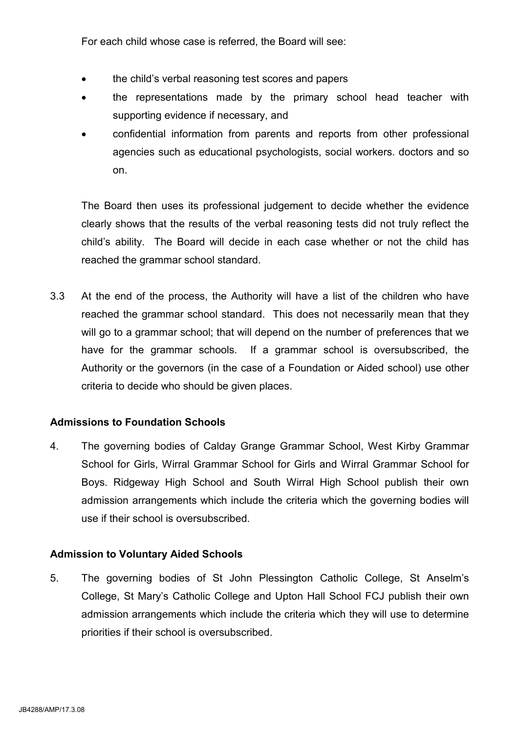For each child whose case is referred, the Board will see:

- the child's verbal reasoning test scores and papers
- the representations made by the primary school head teacher with supporting evidence if necessary, and
- confidential information from parents and reports from other professional agencies such as educational psychologists, social workers. doctors and so on.

The Board then uses its professional judgement to decide whether the evidence clearly shows that the results of the verbal reasoning tests did not truly reflect the child's ability. The Board will decide in each case whether or not the child has reached the grammar school standard.

3.3 At the end of the process, the Authority will have a list of the children who have reached the grammar school standard. This does not necessarily mean that they will go to a grammar school; that will depend on the number of preferences that we have for the grammar schools. If a grammar school is oversubscribed, the Authority or the governors (in the case of a Foundation or Aided school) use other criteria to decide who should be given places.

**Admissions to Foundation Schools**

4. The governing bodies of Calday Grange Grammar School, West Kirby Grammar School for Girls, Wirral Grammar School for Girls and Wirral Grammar School for Boys. Ridgeway High School and South Wirral High School publish their own admission arrangements which include the criteria which the governing bodies will use if their school is oversubscribed.

**Admission to Voluntary Aided Schools**

5. The governing bodies of St John Plessington Catholic College, St Anselm's College, St Mary's Catholic College and Upton Hall School FCJ publish their own admission arrangements which include the criteria which they will use to determine priorities if their school is oversubscribed.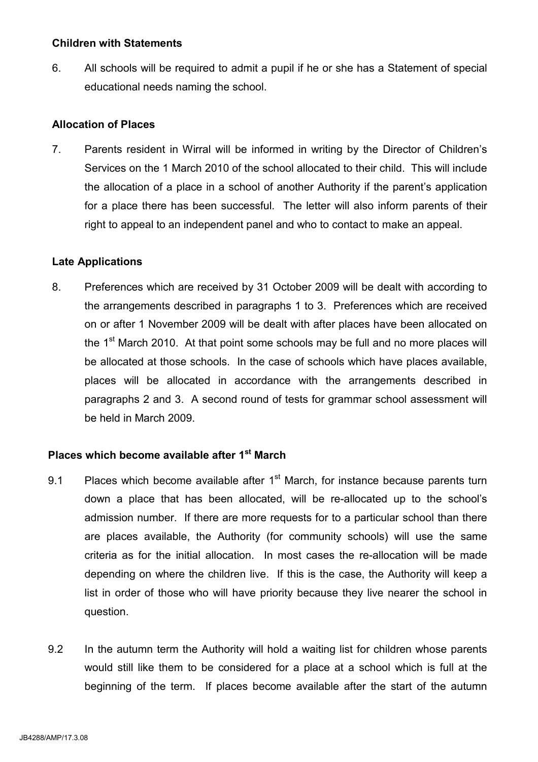### Children with Statements

6. All schools will be required to admit a pupil if he or she has a Statement of special educational needs naming the school.

### Allocation of Places

7. Parents resident in Wirral will be informed in writing by the Director of Children's Services on the 1 March 2010 of the school allocated to their child. This will include the allocation of a place in a school of another Authority if the parent's application for a place there has been successful. The letter will also inform parents of their right to appeal to an independent panel and who to contact to make an appeal.

### Late Applications

8. Preferences which are received by 31 October 2009 will be dealt with according to the arrangements described in paragraphs 1 to 3. Preferences which are received on or after 1 November 2009 will be dealt with after places have been allocated on the 1st March 2010. At that point some schools may be full and no more places will be allocated at those schools. In the case of schools which have places available, places will be allocated in accordance with the arrangements described in paragraphs 2 and 3. A second round of tests for grammar school assessment will be held in March 2009.

### Places which become available after 1st March

9.1 Places which become available after 1st March, for instance because parents turn down a place that has been allocated, will be re-allocated up to the school's admission number. If there are more requests for to a particular school than there are places available, the Authority (for community schools) will use the same criteria as for the initial allocation. In most cases the re-allocation will be made depending on where the children live. If this is the case, the Authority will keep a list in order of those who will have priority because they live nearer the school in question.

9.2 In the autumn term the Authority will hold a waiting list for children whose parents would still like them to be considered for a place at a school which is full at the beginning of the term. If places become available after the start of the autumn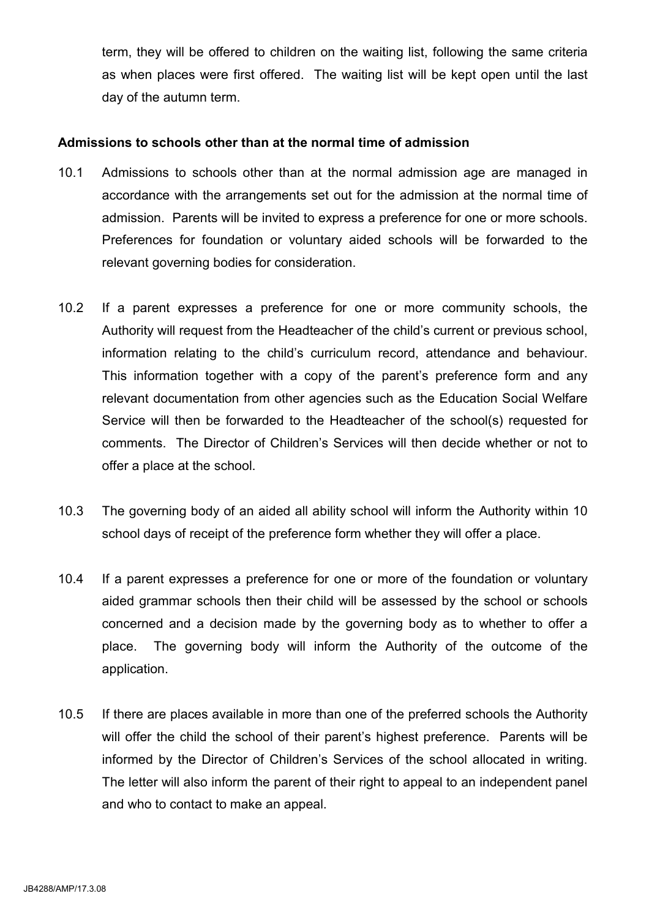term, they will be offered to children on the waiting list, following the same criteria as when places were first offered. The waiting list will be kept open until the last day of the autumn term.

**Admissions to schools other than at the normal time of admission**

10.1 Admissions to schools other than at the normal admission age are managed in accordance with the arrangements set out for the admission at the normal time of admission. Parents will be invited to express a preference for one or more schools. Preferences for foundation or voluntary aided schools will be forwarded to the relevant governing bodies for consideration.

10.2 If a parent expresses a preference for one or more community schools, the Authority will request from the Headteacher of the child's current or previous school, information relating to the child's curriculum record, attendance and behaviour. This information together with a copy of the parent's preference form and any relevant documentation from other agencies such as the Education Social Welfare Service will then be forwarded to the Headteacher of the school(s) requested for comments. The Director of Children's Services will then decide whether or not to offer a place at the school.

10.3 The governing body of an aided all ability school will inform the Authority within 10 school days of receipt of the preference form whether they will offer a place.

10.4 If a parent expresses a preference for one or more of the foundation or voluntary aided grammar schools then their child will be assessed by the school or schools concerned and a decision made by the governing body as to whether to offer a place. The governing body will inform the Authority of the outcome of the application.

10.5 If there are places available in more than one of the preferred schools the Authority will offer the child the school of their parent's highest preference. Parents will be informed by the Director of Children's Services of the school allocated in writing. The letter will also inform the parent of their right to appeal to an independent panel and who to contact to make an appeal.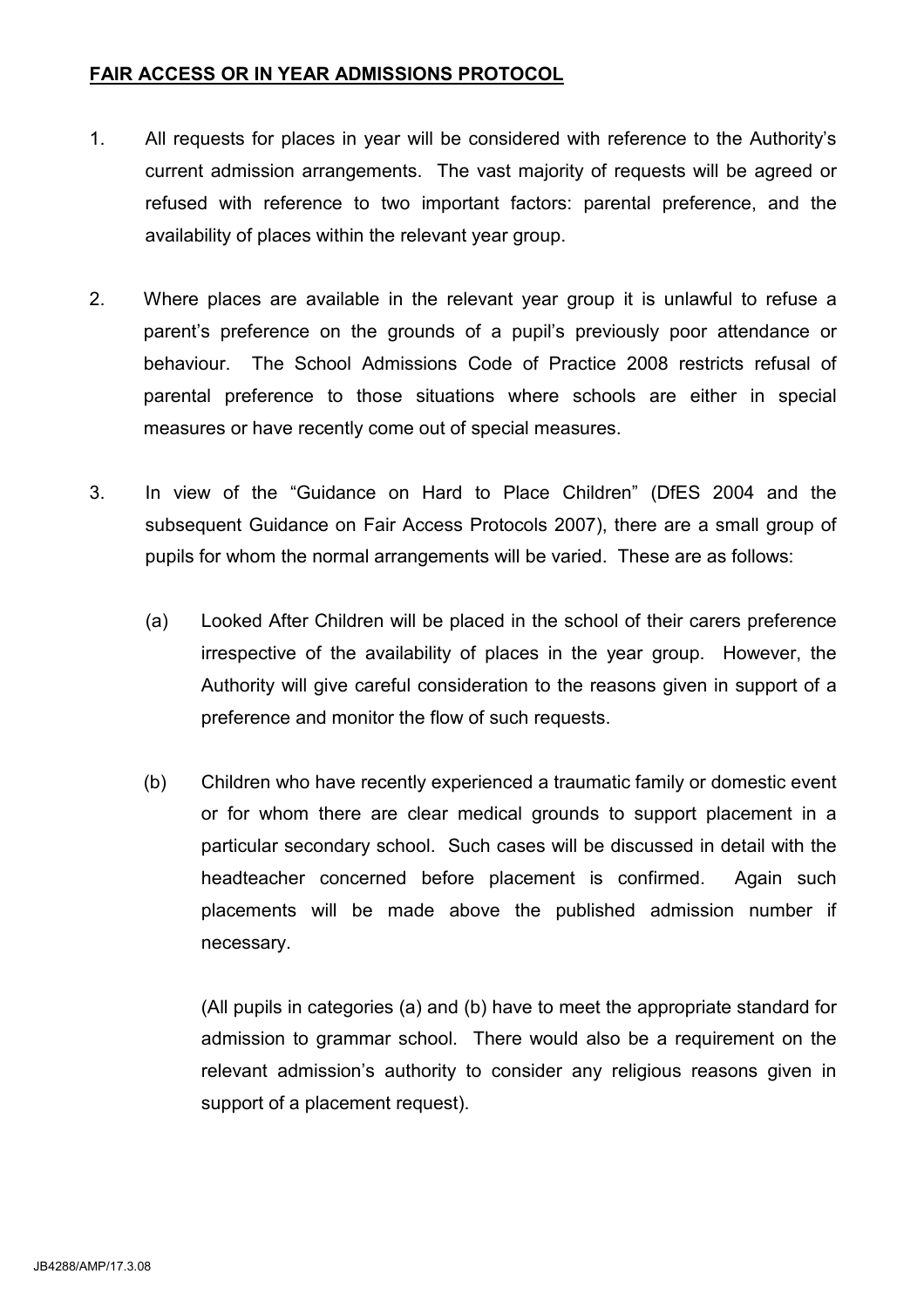**FAIR ACCESS OR IN YEAR ADMISSIONS PROTOCOL**

1. All requests for places in year will be considered with reference to the Authority's current admission arrangements. The vast majority of requests will be agreed or refused with reference to two important factors: parental preference, and the availability of places within the relevant year group.

2. Where places are available in the relevant year group it is unlawful to refuse a parent's preference on the grounds of a pupil's previously poor attendance or behaviour. The School Admissions Code of Practice 2008 restricts refusal of parental preference to those situations where schools are either in special measures or have recently come out of special measures.

3. In view of the "Guidance on Hard to Place Children" (DfES 2004 and the subsequent Guidance on Fair Access Protocols 2007), there are a small group of pupils for whom the normal arrangements will be varied. These are as follows:

   (a) Looked After Children will be placed in the school of their carers preference irrespective of the availability of places in the year group. However, the Authority will give careful consideration to the reasons given in support of a preference and monitor the flow of such requests.

   (b) Children who have recently experienced a traumatic family or domestic event or for whom there are clear medical grounds to support placement in a particular secondary school. Such cases will be discussed in detail with the headteacher concerned before placement is confirmed. Again such placements will be made above the published admission number if necessary.

   (All pupils in categories (a) and (b) have to meet the appropriate standard for admission to grammar school. There would also be a requirement on the relevant admission's authority to consider any religious reasons given in support of a placement request).

JB4288/AMP/17.3.08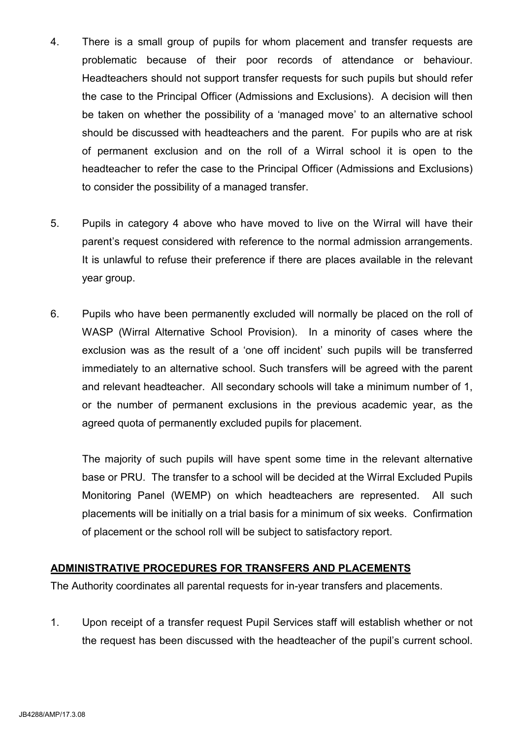4. There is a small group of pupils for whom placement and transfer requests are problematic because of their poor records of attendance or behaviour. Headteachers should not support transfer requests for such pupils but should refer the case to the Principal Officer (Admissions and Exclusions). A decision will then be taken on whether the possibility of a 'managed move' to an alternative school should be discussed with headteachers and the parent. For pupils who are at risk of permanent exclusion and on the roll of a Wirral school it is open to the headteacher to refer the case to the Principal Officer (Admissions and Exclusions) to consider the possibility of a managed transfer.

5. Pupils in category 4 above who have moved to live on the Wirral will have their parent's request considered with reference to the normal admission arrangements. It is unlawful to refuse their preference if there are places available in the relevant year group.

6. Pupils who have been permanently excluded will normally be placed on the roll of WASP (Wirral Alternative School Provision). In a minority of cases where the exclusion was as the result of a 'one off incident' such pupils will be transferred immediately to an alternative school. Such transfers will be agreed with the parent and relevant headteacher. All secondary schools will take a minimum number of 1, or the number of permanent exclusions in the previous academic year, as the agreed quota of permanently excluded pupils for placement.

   The majority of such pupils will have spent some time in the relevant alternative base or PRU. The transfer to a school will be decided at the Wirral Excluded Pupils Monitoring Panel (WEMP) on which headteachers are represented. All such placements will be initially on a trial basis for a minimum of six weeks. Confirmation of placement or the school roll will be subject to satisfactory report.

**ADMINISTRATIVE PROCEDURES FOR TRANSFERS AND PLACEMENTS**

The Authority coordinates all parental requests for in-year transfers and placements.

1. Upon receipt of a transfer request Pupil Services staff will establish whether or not the request has been discussed with the headteacher of the pupil's current school.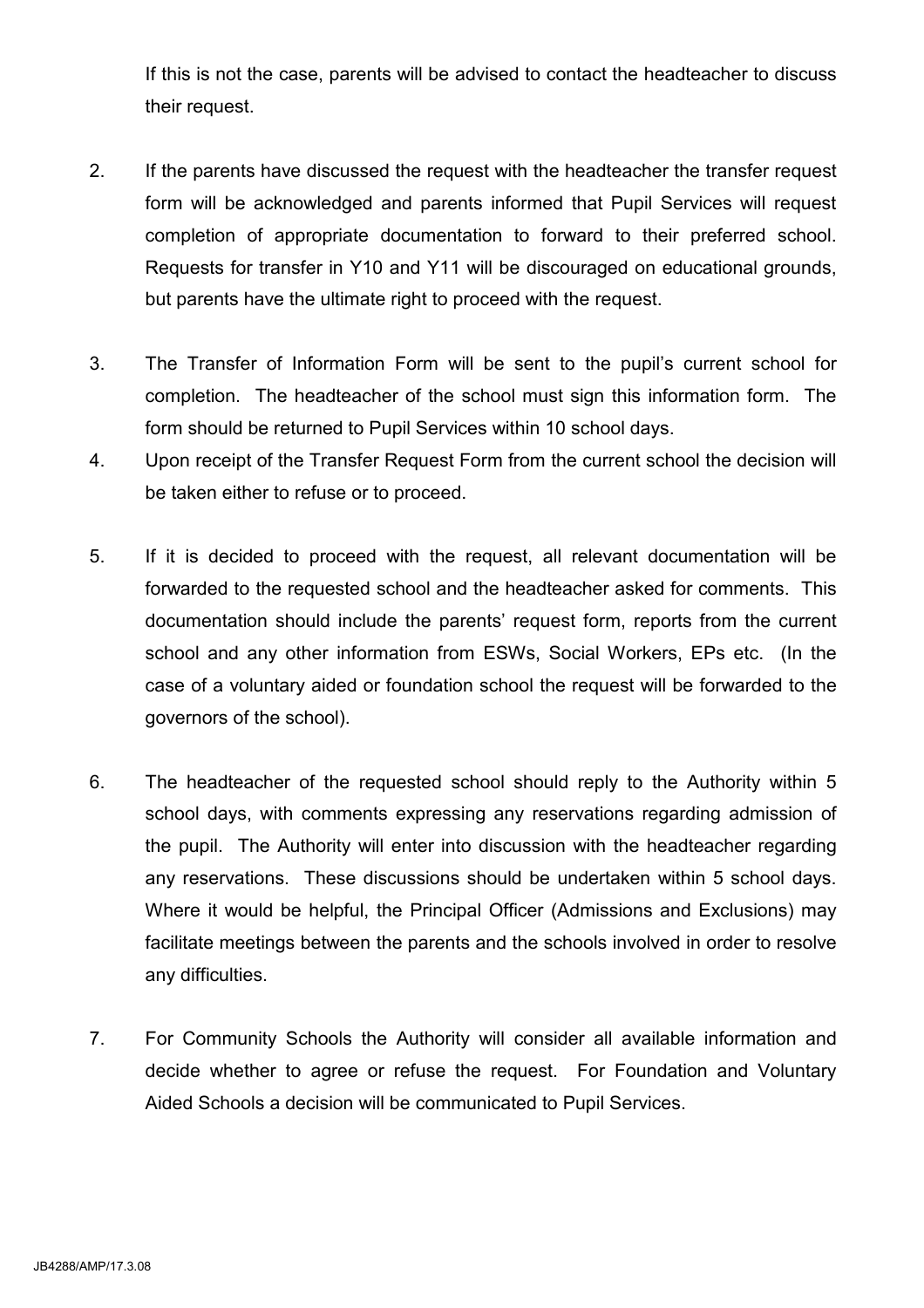If this is not the case, parents will be advised to contact the headteacher to discuss their request.

2. If the parents have discussed the request with the headteacher the transfer request form will be acknowledged and parents informed that Pupil Services will request completion of appropriate documentation to forward to their preferred school. Requests for transfer in Y10 and Y11 will be discouraged on educational grounds, but parents have the ultimate right to proceed with the request.

3. The Transfer of Information Form will be sent to the pupil's current school for completion. The headteacher of the school must sign this information form. The form should be returned to Pupil Services within 10 school days.

4. Upon receipt of the Transfer Request Form from the current school the decision will be taken either to refuse or to proceed.

5. If it is decided to proceed with the request, all relevant documentation will be forwarded to the requested school and the headteacher asked for comments. This documentation should include the parents' request form, reports from the current school and any other information from ESWs, Social Workers, EPs etc. (In the case of a voluntary aided or foundation school the request will be forwarded to the governors of the school).

6. The headteacher of the requested school should reply to the Authority within 5 school days, with comments expressing any reservations regarding admission of the pupil. The Authority will enter into discussion with the headteacher regarding any reservations. These discussions should be undertaken within 5 school days. Where it would be helpful, the Principal Officer (Admissions and Exclusions) may facilitate meetings between the parents and the schools involved in order to resolve any difficulties.

7. For Community Schools the Authority will consider all available information and decide whether to agree or refuse the request. For Foundation and Voluntary Aided Schools a decision will be communicated to Pupil Services.

JB4288/AMP/17.3.08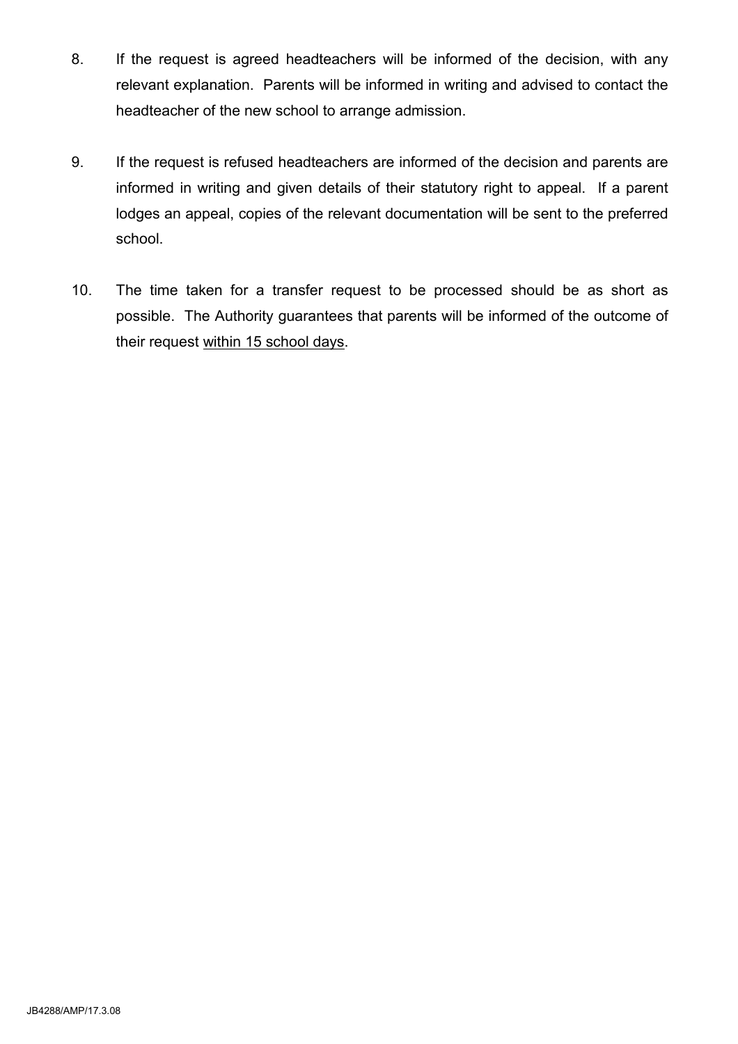8. If the request is agreed headteachers will be informed of the decision, with any relevant explanation. Parents will be informed in writing and advised to contact the headteacher of the new school to arrange admission.

9. If the request is refused headteachers are informed of the decision and parents are informed in writing and given details of their statutory right to appeal. If a parent lodges an appeal, copies of the relevant documentation will be sent to the preferred school.

10. The time taken for a transfer request to be processed should be as short as possible. The Authority guarantees that parents will be informed of the outcome of their request <u>within 15 school days</u>.